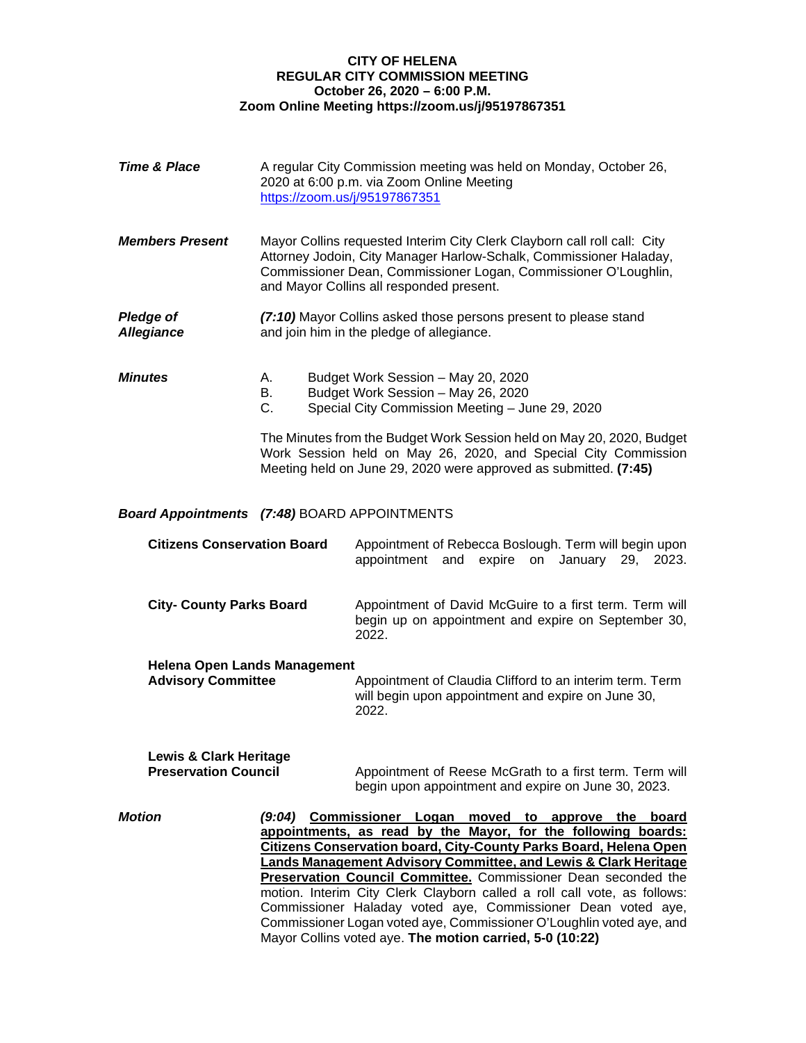**CITY OF HELENA**
**REGULAR CITY COMMISSION MEETING**
**October 26, 2020 – 6:00 P.M.**
**Zoom Online Meeting https://zoom.us/j/95197867351**

***Time & Place***

A regular City Commission meeting was held on Monday, October 26, 2020 at 6:00 p.m. via Zoom Online Meeting https://zoom.us/j/95197867351

***Members Present***

Mayor Collins requested Interim City Clerk Clayborn call roll call: City Attorney Jodoin, City Manager Harlow-Schalk, Commissioner Haladay, Commissioner Dean, Commissioner Logan, Commissioner O'Loughlin, and Mayor Collins all responded present.

***Pledge of Allegiance***

***(7:10)*** Mayor Collins asked those persons present to please stand and join him in the pledge of allegiance.

***Minutes***

A. Budget Work Session – May 20, 2020
B. Budget Work Session – May 26, 2020
C. Special City Commission Meeting – June 29, 2020

The Minutes from the Budget Work Session held on May 20, 2020, Budget Work Session held on May 26, 2020, and Special City Commission Meeting held on June 29, 2020 were approved as submitted. **(7:45)**

***Board Appointments*** ***(7:48)*** BOARD APPOINTMENTS

**Citizens Conservation Board**

Appointment of Rebecca Boslough. Term will begin upon appointment and expire on January 29, 2023.

**City- County Parks Board**

Appointment of David McGuire to a first term. Term will begin up on appointment and expire on September 30, 2022.

**Helena Open Lands Management Advisory Committee**

Appointment of Claudia Clifford to an interim term. Term will begin upon appointment and expire on June 30, 2022.

**Lewis & Clark Heritage Preservation Council**

Appointment of Reese McGrath to a first term. Term will begin upon appointment and expire on June 30, 2023.

***Motion***

***(9:04)*** **Commissioner Logan moved to approve the board appointments, as read by the Mayor, for the following boards: Citizens Conservation board, City-County Parks Board, Helena Open Lands Management Advisory Committee, and Lewis & Clark Heritage Preservation Council Committee.** Commissioner Dean seconded the motion. Interim City Clerk Clayborn called a roll call vote, as follows: Commissioner Haladay voted aye, Commissioner Dean voted aye, Commissioner Logan voted aye, Commissioner O'Loughlin voted aye, and Mayor Collins voted aye. **The motion carried, 5-0 (10:22)**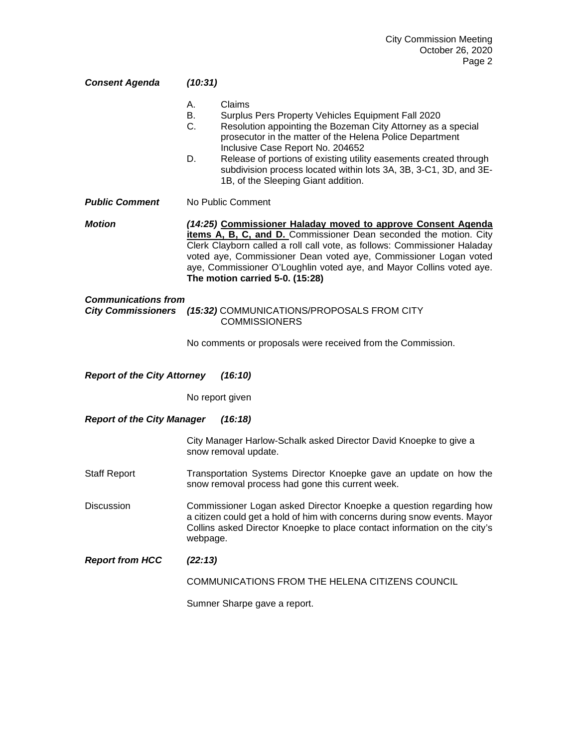***Consent Agenda*** ***(10:31)***

A. Claims
B. Surplus Pers Property Vehicles Equipment Fall 2020
C. Resolution appointing the Bozeman City Attorney as a special prosecutor in the matter of the Helena Police Department Inclusive Case Report No. 204652
D. Release of portions of existing utility easements created through subdivision process located within lots 3A, 3B, 3-C1, 3D, and 3E-1B, of the Sleeping Giant addition.

***Public Comment*** No Public Comment

***Motion*** *(14:25)* **Commissioner Haladay moved to approve Consent Agenda items A, B, C, and D.** Commissioner Dean seconded the motion. City Clerk Clayborn called a roll call vote, as follows: Commissioner Haladay voted aye, Commissioner Dean voted aye, Commissioner Logan voted aye, Commissioner O'Loughlin voted aye, and Mayor Collins voted aye. **The motion carried 5-0. (15:28)**

***Communications from City Commissioners*** *(15:32)* COMMUNICATIONS/PROPOSALS FROM CITY COMMISSIONERS

No comments or proposals were received from the Commission.

***Report of the City Attorney*** ***(16:10)***

No report given

***Report of the City Manager*** ***(16:18)***

City Manager Harlow-Schalk asked Director David Knoepke to give a snow removal update.

Staff Report: Transportation Systems Director Knoepke gave an update on how the snow removal process had gone this current week.

Discussion: Commissioner Logan asked Director Knoepke a question regarding how a citizen could get a hold of him with concerns during snow events. Mayor Collins asked Director Knoepke to place contact information on the city's webpage.

***Report from HCC*** ***(22:13)***

COMMUNICATIONS FROM THE HELENA CITIZENS COUNCIL

Sumner Sharpe gave a report.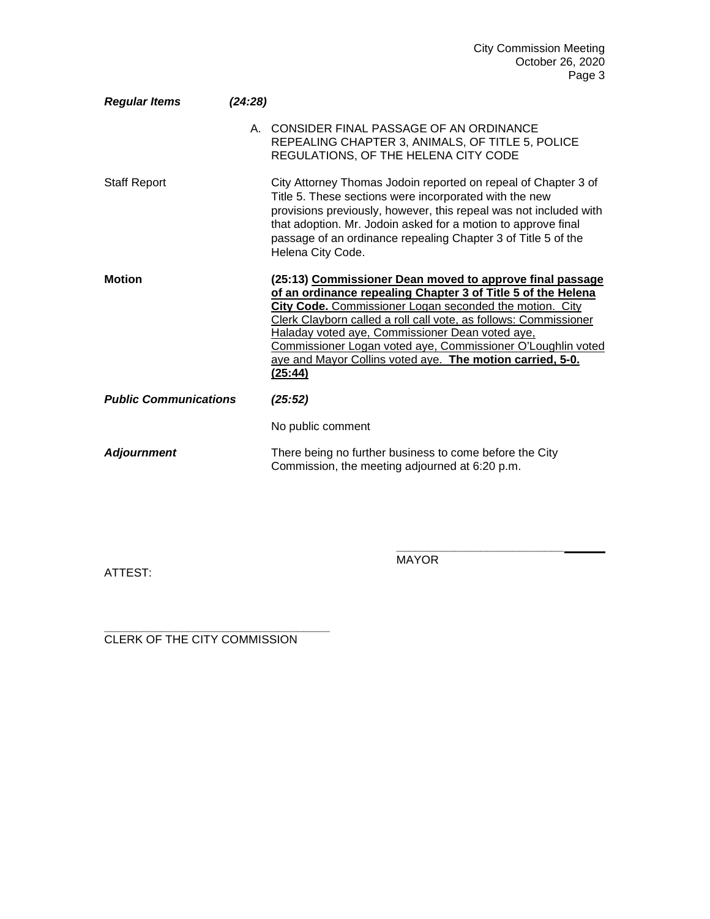***Regular Items*** ***(24:28)***

A. CONSIDER FINAL PASSAGE OF AN ORDINANCE REPEALING CHAPTER 3, ANIMALS, OF TITLE 5, POLICE REGULATIONS, OF THE HELENA CITY CODE

Staff Report

City Attorney Thomas Jodoin reported on repeal of Chapter 3 of Title 5. These sections were incorporated with the new provisions previously, however, this repeal was not included with that adoption. Mr. Jodoin asked for a motion to approve final passage of an ordinance repealing Chapter 3 of Title 5 of the Helena City Code.

**Motion**

**(25:13) Commissioner Dean moved to approve final passage of an ordinance repealing Chapter 3 of Title 5 of the Helena City Code.** Commissioner Logan seconded the motion. City Clerk Clayborn called a roll call vote, as follows: Commissioner Haladay voted aye, Commissioner Dean voted aye, Commissioner Logan voted aye, Commissioner O'Loughlin voted aye and Mayor Collins voted aye. **The motion carried, 5-0. (25:44)**

***Public Communications*** ***(25:52)***

No public comment

***Adjournment***

There being no further business to come before the City Commission, the meeting adjourned at 6:20 p.m.

\_\_\_\_\_\_\_\_\_\_\_\_\_\_\_\_\_\_\_\_\_\_\_\_\_\_\_\_\_\_\_\_

MAYOR

ATTEST:

\_\_\_\_\_\_\_\_\_\_\_\_\_\_\_\_\_\_\_\_\_\_\_\_\_\_\_\_\_\_\_\_

CLERK OF THE CITY COMMISSION